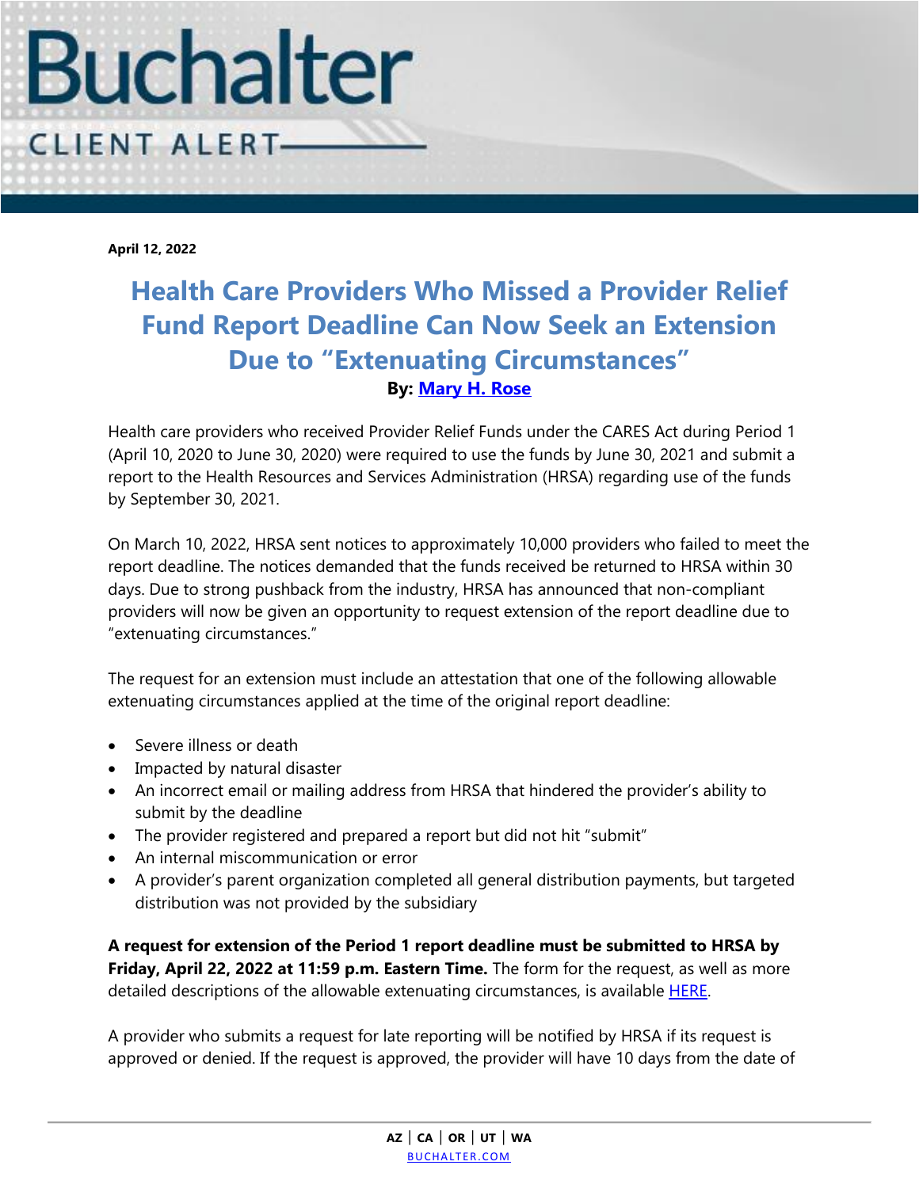**April 12, 2022**

# Health Care Providers Who Missed a Provider Relief Fund Report Deadline Can Now Seek an Extension Due to "Extenuating Circumstances"

**By: Mary H. Rose**

Health care providers who received Provider Relief Funds under the CARES Act during Period 1 (April 10, 2020 to June 30, 2020) were required to use the funds by June 30, 2021 and submit a report to the Health Resources and Services Administration (HRSA) regarding use of the funds by September 30, 2021.

On March 10, 2022, HRSA sent notices to approximately 10,000 providers who failed to meet the report deadline. The notices demanded that the funds received be returned to HRSA within 30 days. Due to strong pushback from the industry, HRSA has announced that non-compliant providers will now be given an opportunity to request extension of the report deadline due to "extenuating circumstances."

The request for an extension must include an attestation that one of the following allowable extenuating circumstances applied at the time of the original report deadline:

- Severe illness or death
- Impacted by natural disaster
- An incorrect email or mailing address from HRSA that hindered the provider's ability to submit by the deadline
- The provider registered and prepared a report but did not hit "submit"
- An internal miscommunication or error
- A provider's parent organization completed all general distribution payments, but targeted distribution was not provided by the subsidiary

**A request for extension of the Period 1 report deadline must be submitted to HRSA by Friday, April 22, 2022 at 11:59 p.m. Eastern Time.** The form for the request, as well as more detailed descriptions of the allowable extenuating circumstances, is available HERE.

A provider who submits a request for late reporting will be notified by HRSA if its request is approved or denied. If the request is approved, the provider will have 10 days from the date of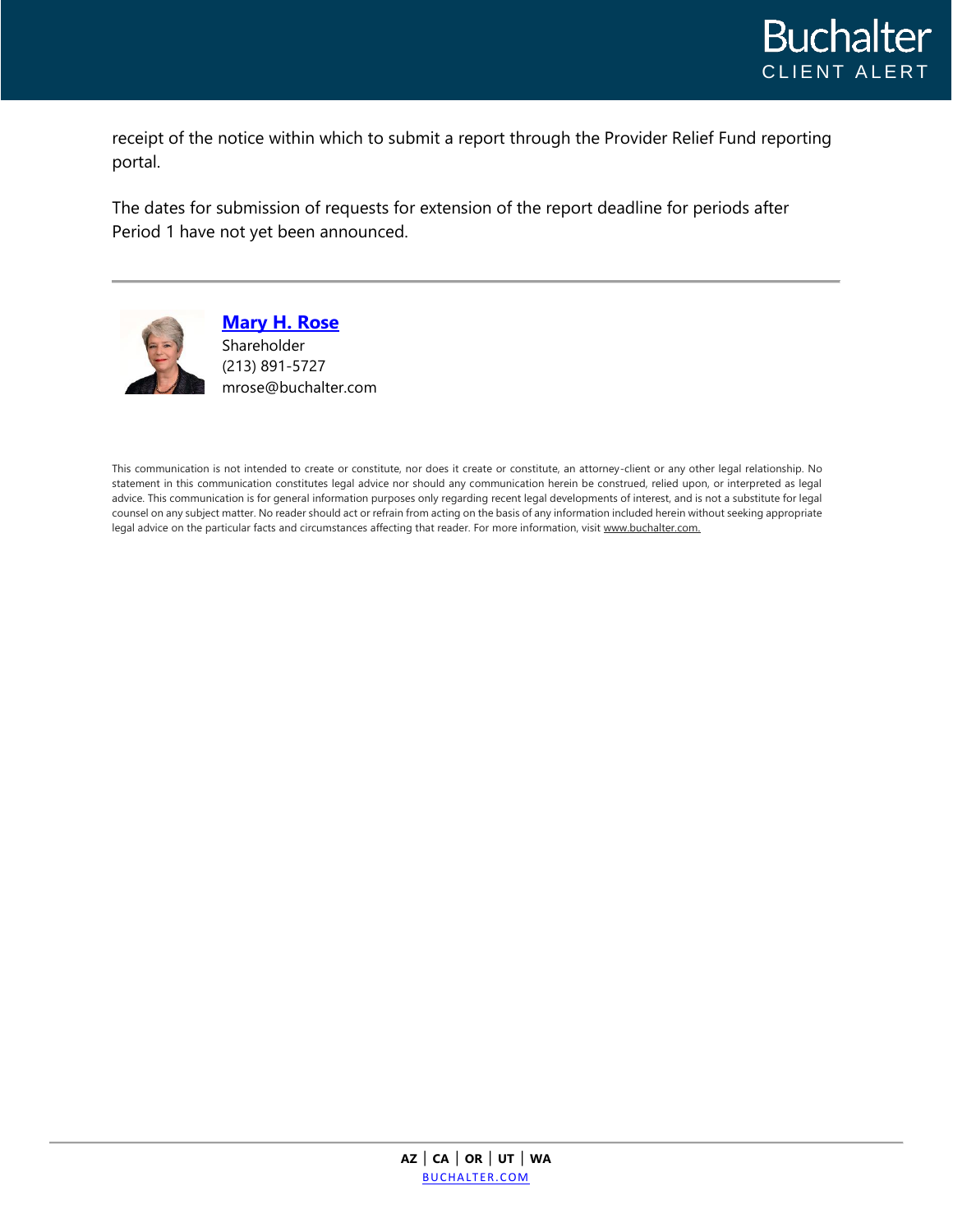receipt of the notice within which to submit a report through the Provider Relief Fund reporting portal.

The dates for submission of requests for extension of the report deadline for periods after Period 1 have not yet been announced.

---

**[Mary H. Rose](#)**
Shareholder
(213) 891-5727
mrose@buchalter.com

This communication is not intended to create or constitute, nor does it create or constitute, an attorney-client or any other legal relationship. No statement in this communication constitutes legal advice nor should any communication herein be construed, relied upon, or interpreted as legal advice. This communication is for general information purposes only regarding recent legal developments of interest, and is not a substitute for legal counsel on any subject matter. No reader should act or refrain from acting on the basis of any information included herein without seeking appropriate legal advice on the particular facts and circumstances affecting that reader. For more information, visit www.buchalter.com.